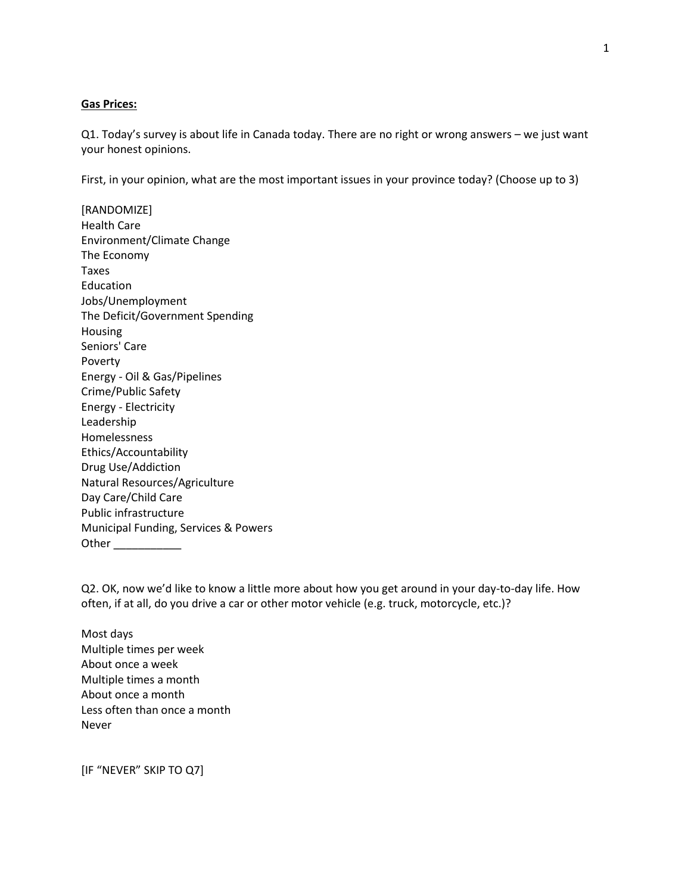**Gas Prices:**

Q1. Today's survey is about life in Canada today. There are no right or wrong answers – we just want your honest opinions.

First, in your opinion, what are the most important issues in your province today? (Choose up to 3)

[RANDOMIZE]
Health Care
Environment/Climate Change
The Economy
Taxes
Education
Jobs/Unemployment
The Deficit/Government Spending
Housing
Seniors' Care
Poverty
Energy - Oil & Gas/Pipelines
Crime/Public Safety
Energy - Electricity
Leadership
Homelessness
Ethics/Accountability
Drug Use/Addiction
Natural Resources/Agriculture
Day Care/Child Care
Public infrastructure
Municipal Funding, Services & Powers
Other ___________

Q2. OK, now we'd like to know a little more about how you get around in your day-to-day life. How often, if at all, do you drive a car or other motor vehicle (e.g. truck, motorcycle, etc.)?

Most days
Multiple times per week
About once a week
Multiple times a month
About once a month
Less often than once a month
Never

[IF "NEVER" SKIP TO Q7]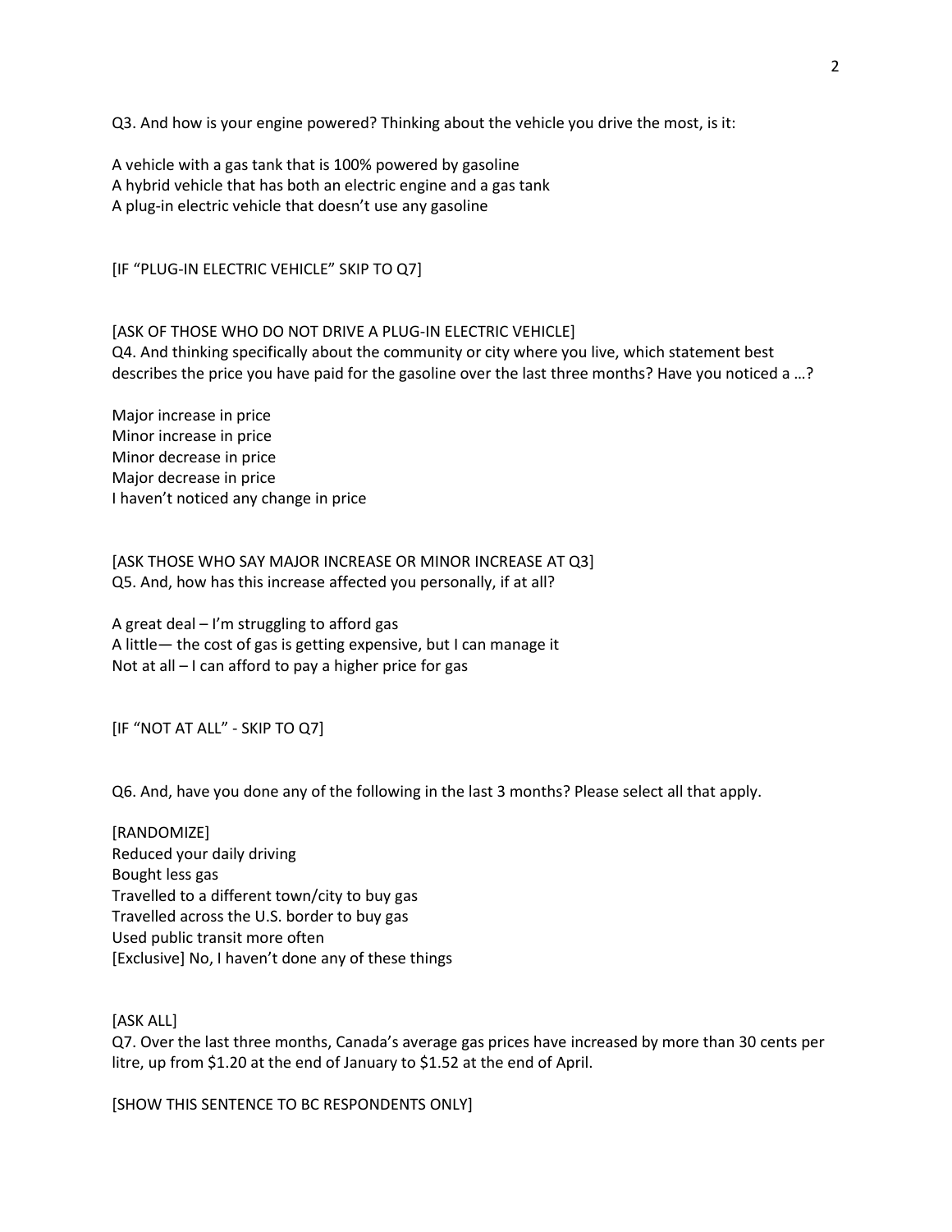Q3. And how is your engine powered? Thinking about the vehicle you drive the most, is it:

A vehicle with a gas tank that is 100% powered by gasoline
A hybrid vehicle that has both an electric engine and a gas tank
A plug-in electric vehicle that doesn't use any gasoline

[IF "PLUG-IN ELECTRIC VEHICLE" SKIP TO Q7]

[ASK OF THOSE WHO DO NOT DRIVE A PLUG-IN ELECTRIC VEHICLE]
Q4. And thinking specifically about the community or city where you live, which statement best describes the price you have paid for the gasoline over the last three months? Have you noticed a …?

Major increase in price
Minor increase in price
Minor decrease in price
Major decrease in price
I haven't noticed any change in price

[ASK THOSE WHO SAY MAJOR INCREASE OR MINOR INCREASE AT Q3]
Q5. And, how has this increase affected you personally, if at all?

A great deal – I'm struggling to afford gas
A little— the cost of gas is getting expensive, but I can manage it
Not at all – I can afford to pay a higher price for gas

[IF "NOT AT ALL" - SKIP TO Q7]

Q6. And, have you done any of the following in the last 3 months? Please select all that apply.

[RANDOMIZE]
Reduced your daily driving
Bought less gas
Travelled to a different town/city to buy gas
Travelled across the U.S. border to buy gas
Used public transit more often
[Exclusive] No, I haven't done any of these things

[ASK ALL]
Q7. Over the last three months, Canada's average gas prices have increased by more than 30 cents per litre, up from $1.20 at the end of January to $1.52 at the end of April.

[SHOW THIS SENTENCE TO BC RESPONDENTS ONLY]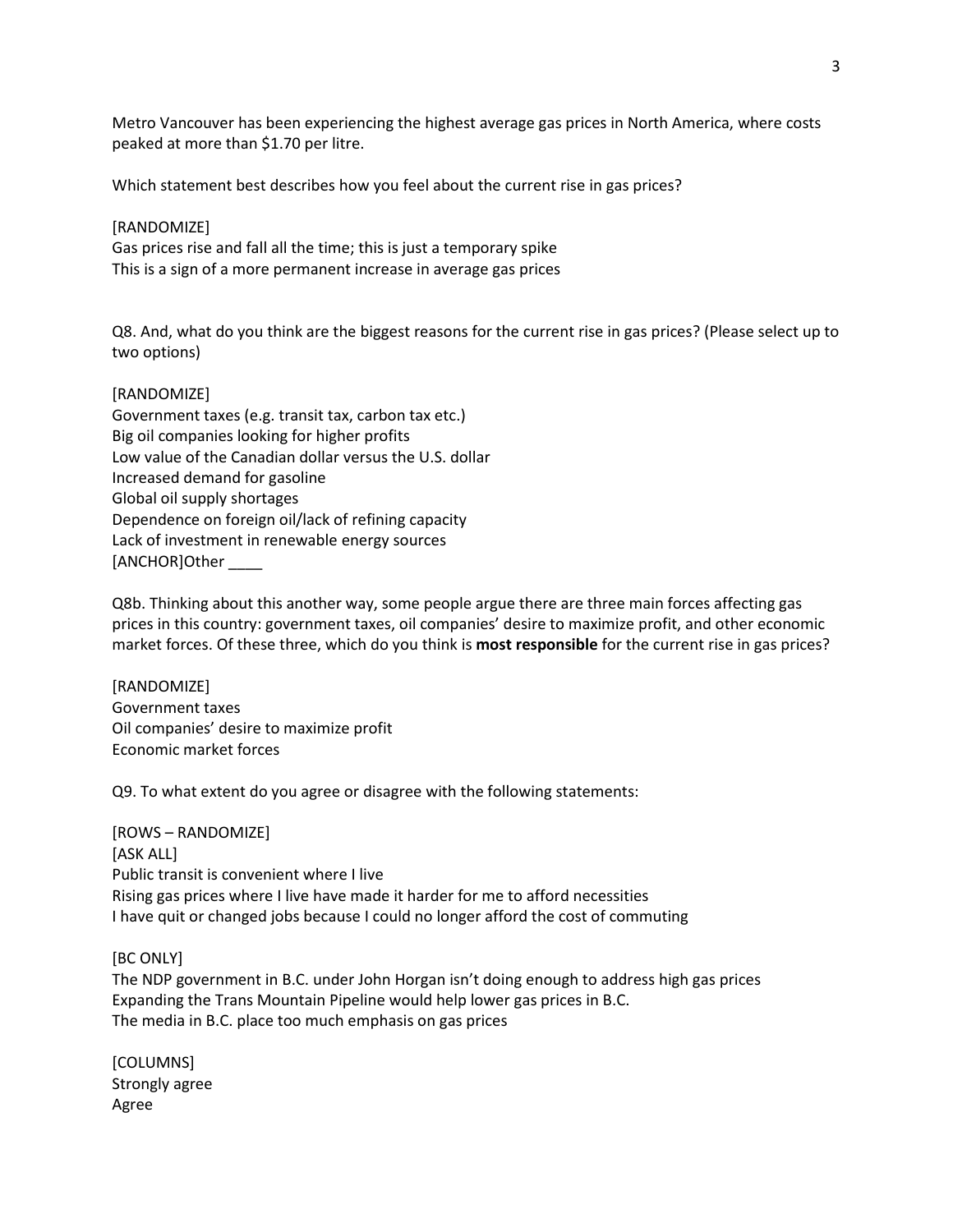Metro Vancouver has been experiencing the highest average gas prices in North America, where costs peaked at more than $1.70 per litre.

Which statement best describes how you feel about the current rise in gas prices?

[RANDOMIZE]
Gas prices rise and fall all the time; this is just a temporary spike
This is a sign of a more permanent increase in average gas prices

Q8. And, what do you think are the biggest reasons for the current rise in gas prices? (Please select up to two options)

[RANDOMIZE]
Government taxes (e.g. transit tax, carbon tax etc.)
Big oil companies looking for higher profits
Low value of the Canadian dollar versus the U.S. dollar
Increased demand for gasoline
Global oil supply shortages
Dependence on foreign oil/lack of refining capacity
Lack of investment in renewable energy sources
[ANCHOR]Other ____

Q8b. Thinking about this another way, some people argue there are three main forces affecting gas prices in this country: government taxes, oil companies' desire to maximize profit, and other economic market forces. Of these three, which do you think is **most responsible** for the current rise in gas prices?

[RANDOMIZE]
Government taxes
Oil companies' desire to maximize profit
Economic market forces

Q9. To what extent do you agree or disagree with the following statements:

[ROWS – RANDOMIZE]
[ASK ALL]
Public transit is convenient where I live
Rising gas prices where I live have made it harder for me to afford necessities
I have quit or changed jobs because I could no longer afford the cost of commuting

[BC ONLY]
The NDP government in B.C. under John Horgan isn't doing enough to address high gas prices
Expanding the Trans Mountain Pipeline would help lower gas prices in B.C.
The media in B.C. place too much emphasis on gas prices

[COLUMNS]
Strongly agree
Agree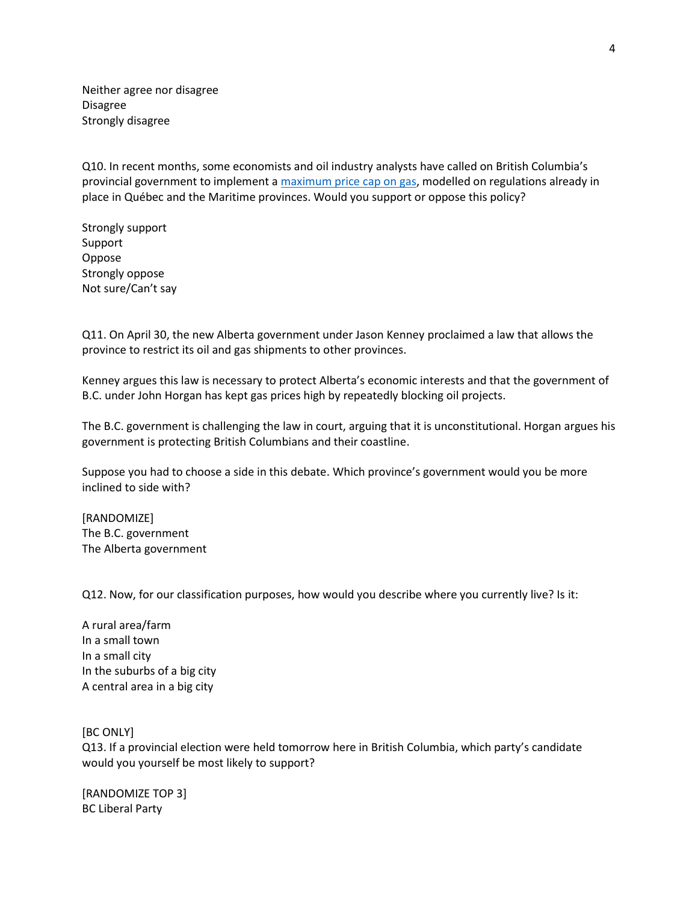Neither agree nor disagree
Disagree
Strongly disagree

Q10. In recent months, some economists and oil industry analysts have called on British Columbia's provincial government to implement a [maximum price cap on gas](), modelled on regulations already in place in Québec and the Maritime provinces. Would you support or oppose this policy?

Strongly support
Support
Oppose
Strongly oppose
Not sure/Can't say

Q11. On April 30, the new Alberta government under Jason Kenney proclaimed a law that allows the province to restrict its oil and gas shipments to other provinces.

Kenney argues this law is necessary to protect Alberta's economic interests and that the government of B.C. under John Horgan has kept gas prices high by repeatedly blocking oil projects.

The B.C. government is challenging the law in court, arguing that it is unconstitutional. Horgan argues his government is protecting British Columbians and their coastline.

Suppose you had to choose a side in this debate. Which province's government would you be more inclined to side with?

[RANDOMIZE]
The B.C. government
The Alberta government

Q12. Now, for our classification purposes, how would you describe where you currently live? Is it:

A rural area/farm
In a small town
In a small city
In the suburbs of a big city
A central area in a big city

[BC ONLY]
Q13. If a provincial election were held tomorrow here in British Columbia, which party's candidate would you yourself be most likely to support?

[RANDOMIZE TOP 3]
BC Liberal Party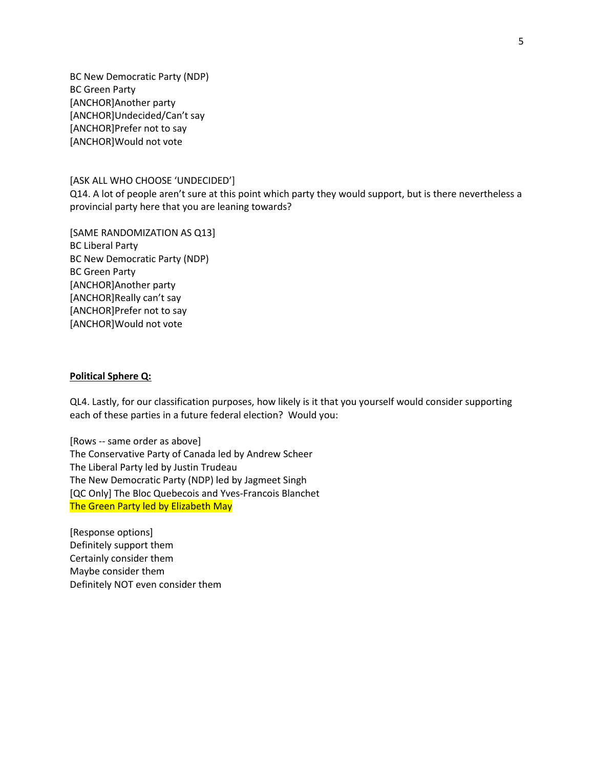BC New Democratic Party (NDP)
BC Green Party
[ANCHOR]Another party
[ANCHOR]Undecided/Can't say
[ANCHOR]Prefer not to say
[ANCHOR]Would not vote

[ASK ALL WHO CHOOSE 'UNDECIDED']
Q14. A lot of people aren't sure at this point which party they would support, but is there nevertheless a provincial party here that you are leaning towards?

[SAME RANDOMIZATION AS Q13]
BC Liberal Party
BC New Democratic Party (NDP)
BC Green Party
[ANCHOR]Another party
[ANCHOR]Really can't say
[ANCHOR]Prefer not to say
[ANCHOR]Would not vote

**Political Sphere Q:**

QL4. Lastly, for our classification purposes, how likely is it that you yourself would consider supporting each of these parties in a future federal election? Would you:

[Rows -- same order as above]
The Conservative Party of Canada led by Andrew Scheer
The Liberal Party led by Justin Trudeau
The New Democratic Party (NDP) led by Jagmeet Singh
[QC Only] The Bloc Quebecois and Yves-Francois Blanchet
The Green Party led by Elizabeth May

[Response options]
Definitely support them
Certainly consider them
Maybe consider them
Definitely NOT even consider them